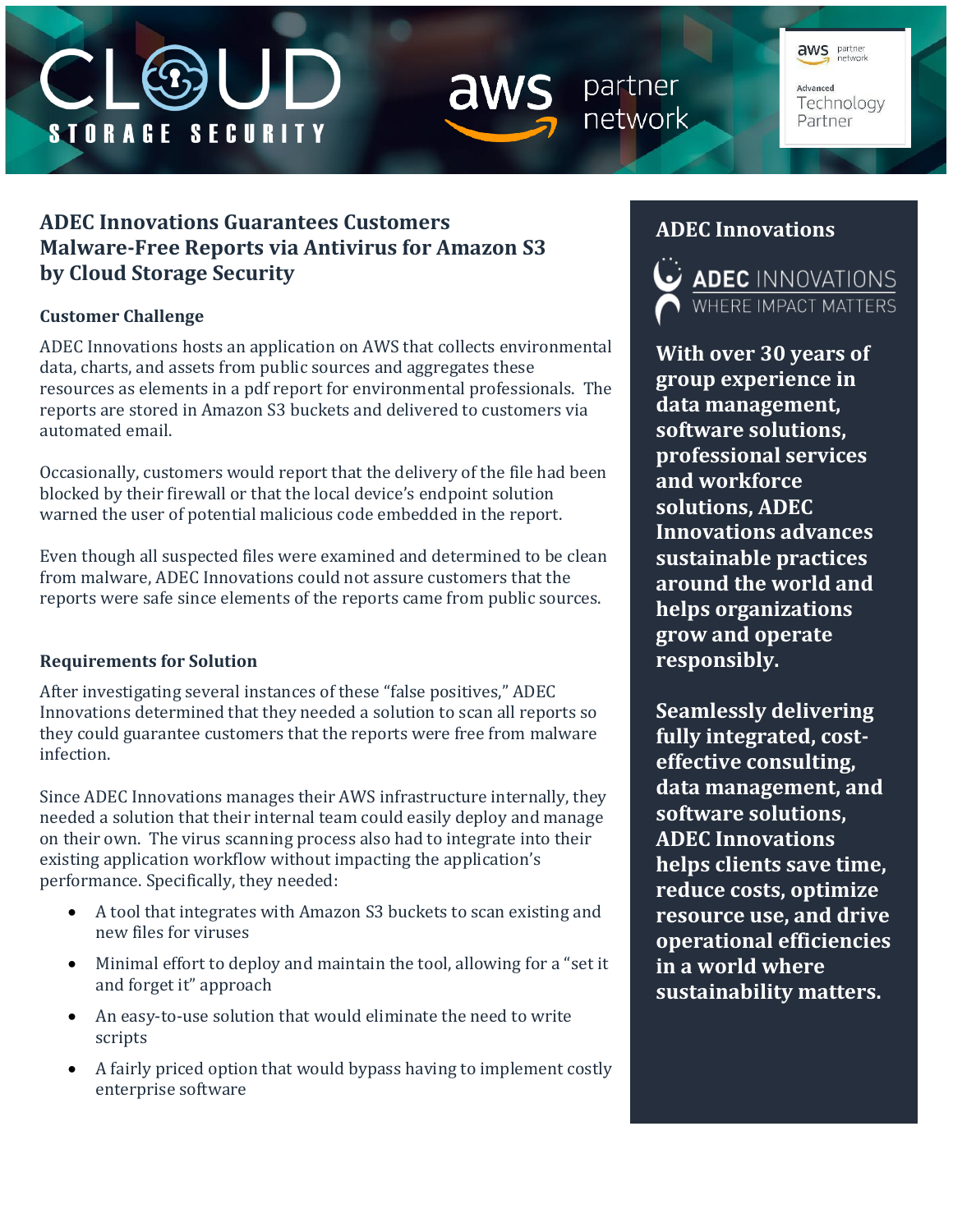# ADEC Innovations Guarantees Customers Malware-Free Reports via Antivirus for Amazon S3 by Cloud Storage Security

## Customer Challenge

ADEC Innovations hosts an application on AWS that collects environmental data, charts, and assets from public sources and aggregates these resources as elements in a pdf report for environmental professionals. The reports are stored in Amazon S3 buckets and delivered to customers via automated email.

Occasionally, customers would report that the delivery of the file had been blocked by their firewall or that the local device's endpoint solution warned the user of potential malicious code embedded in the report.

Even though all suspected files were examined and determined to be clean from malware, ADEC Innovations could not assure customers that the reports were safe since elements of the reports came from public sources.

## Requirements for Solution

After investigating several instances of these "false positives," ADEC Innovations determined that they needed a solution to scan all reports so they could guarantee customers that the reports were free from malware infection.

Since ADEC Innovations manages their AWS infrastructure internally, they needed a solution that their internal team could easily deploy and manage on their own. The virus scanning process also had to integrate into their existing application workflow without impacting the application's performance. Specifically, they needed:

- A tool that integrates with Amazon S3 buckets to scan existing and new files for viruses
- Minimal effort to deploy and maintain the tool, allowing for a "set it and forget it" approach
- An easy-to-use solution that would eliminate the need to write scripts
- A fairly priced option that would bypass having to implement costly enterprise software

## ADEC Innovations

ADEC INNOVATIONS
WHERE IMPACT MATTERS

**With over 30 years of group experience in data management, software solutions, professional services and workforce solutions, ADEC Innovations advances sustainable practices around the world and helps organizations grow and operate responsibly.**

**Seamlessly delivering fully integrated, cost-effective consulting, data management, and software solutions, ADEC Innovations helps clients save time, reduce costs, optimize resource use, and drive operational efficiencies in a world where sustainability matters.**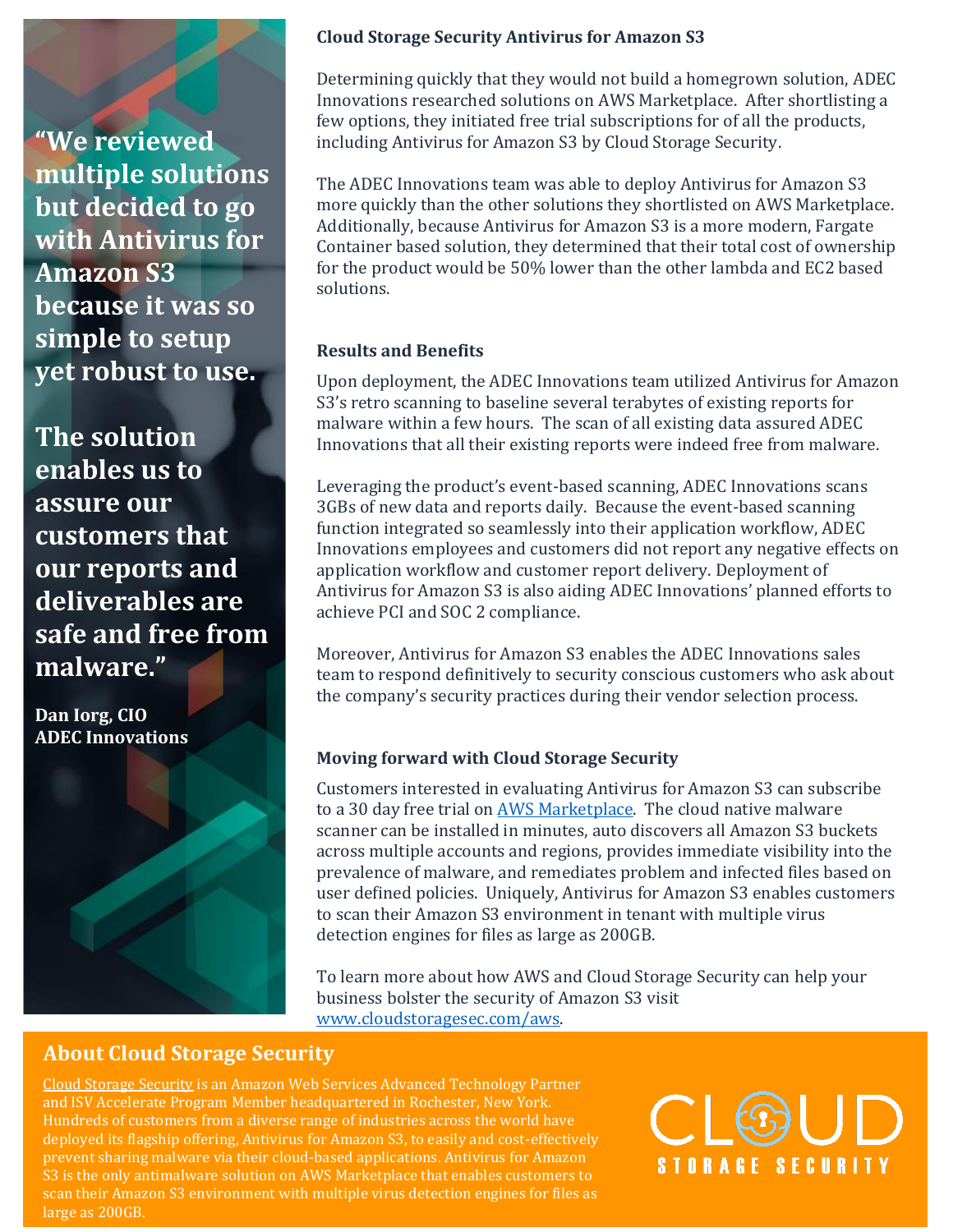> **"We reviewed multiple solutions but decided to go with Antivirus for Amazon S3 because it was so simple to setup yet robust to use.**
>
> **The solution enables us to assure our customers that our reports and deliverables are safe and free from malware."**
>
> **Dan Iorg, CIO**
> **ADEC Innovations**

### Cloud Storage Security Antivirus for Amazon S3

Determining quickly that they would not build a homegrown solution, ADEC Innovations researched solutions on AWS Marketplace. After shortlisting a few options, they initiated free trial subscriptions for of all the products, including Antivirus for Amazon S3 by Cloud Storage Security.

The ADEC Innovations team was able to deploy Antivirus for Amazon S3 more quickly than the other solutions they shortlisted on AWS Marketplace. Additionally, because Antivirus for Amazon S3 is a more modern, Fargate Container based solution, they determined that their total cost of ownership for the product would be 50% lower than the other lambda and EC2 based solutions.

### Results and Benefits

Upon deployment, the ADEC Innovations team utilized Antivirus for Amazon S3's retro scanning to baseline several terabytes of existing reports for malware within a few hours. The scan of all existing data assured ADEC Innovations that all their existing reports were indeed free from malware.

Leveraging the product's event-based scanning, ADEC Innovations scans 3GBs of new data and reports daily. Because the event-based scanning function integrated so seamlessly into their application workflow, ADEC Innovations employees and customers did not report any negative effects on application workflow and customer report delivery. Deployment of Antivirus for Amazon S3 is also aiding ADEC Innovations' planned efforts to achieve PCI and SOC 2 compliance.

Moreover, Antivirus for Amazon S3 enables the ADEC Innovations sales team to respond definitively to security conscious customers who ask about the company's security practices during their vendor selection process.

### Moving forward with Cloud Storage Security

Customers interested in evaluating Antivirus for Amazon S3 can subscribe to a 30 day free trial on AWS Marketplace. The cloud native malware scanner can be installed in minutes, auto discovers all Amazon S3 buckets across multiple accounts and regions, provides immediate visibility into the prevalence of malware, and remediates problem and infected files based on user defined policies. Uniquely, Antivirus for Amazon S3 enables customers to scan their Amazon S3 environment in tenant with multiple virus detection engines for files as large as 200GB.

To learn more about how AWS and Cloud Storage Security can help your business bolster the security of Amazon S3 visit www.cloudstoragesec.com/aws.

## About Cloud Storage Security

Cloud Storage Security is an Amazon Web Services Advanced Technology Partner and ISV Accelerate Program Member headquartered in Rochester, New York. Hundreds of customers from a diverse range of industries across the world have deployed its flagship offering, Antivirus for Amazon S3, to easily and cost-effectively prevent sharing malware via their cloud-based applications. Antivirus for Amazon S3 is the only antimalware solution on AWS Marketplace that enables customers to scan their Amazon S3 environment with multiple virus detection engines for files as large as 200GB.

CLOUD STORAGE SECURITY